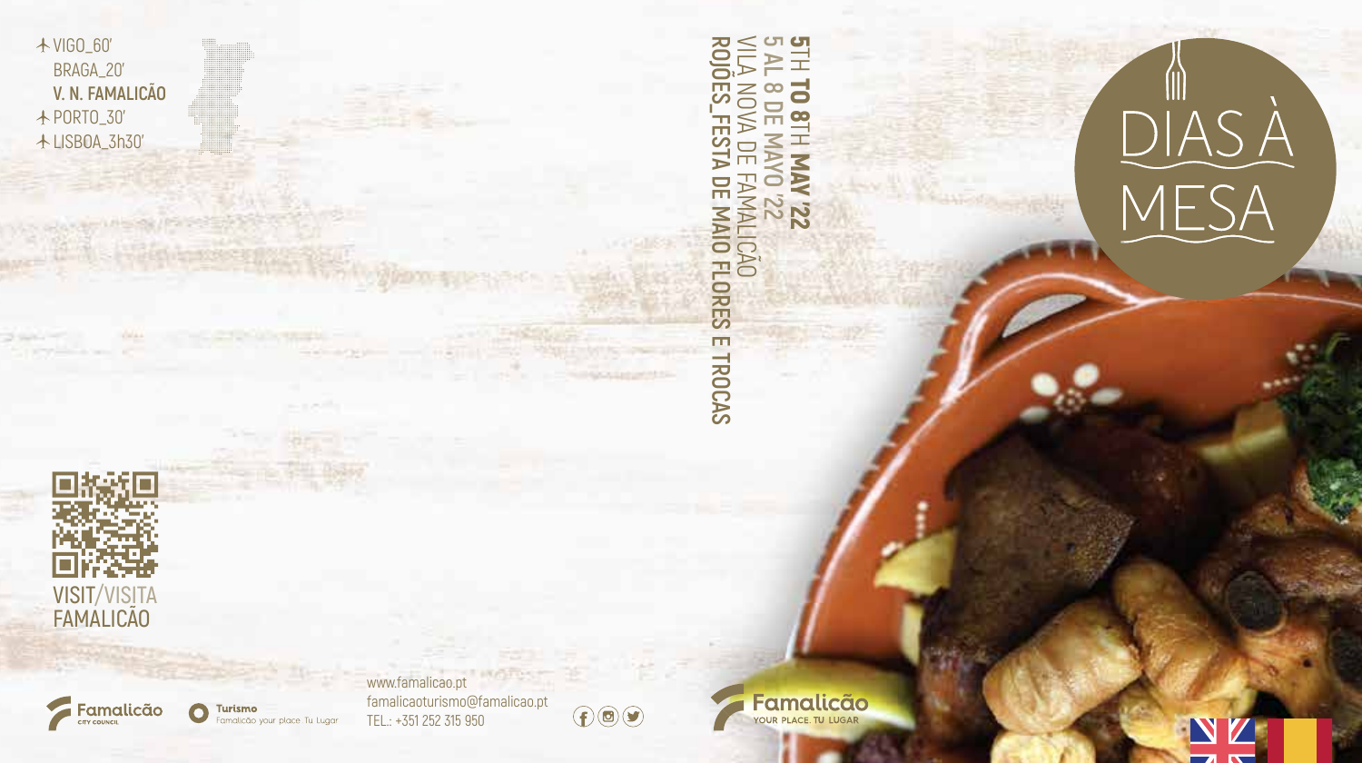✈ VIGO_60'
BRAGA_20'
**V. N. FAMALICÃO**
✈ PORTO_30'
✈ LISBOA_3h30'

VISIT/VISITA FAMALICÃO

Famalicão CITY COUNCIL

Turismo Famalicão your place. Tu Lugar

www.famalicao.pt
famalicaoturismo@famalicao.pt
TEL.: +351 252 315 950

**5TH TO 8TH MAY '22**
**5 AL 8 DE MAYO '22**
VILA NOVA DE FAMALICÃO
**ROJÕES_FESTA DE MAIO FLORES E TROCAS**

# DIAS À MESA

Famalicão YOUR PLACE. TU LUGAR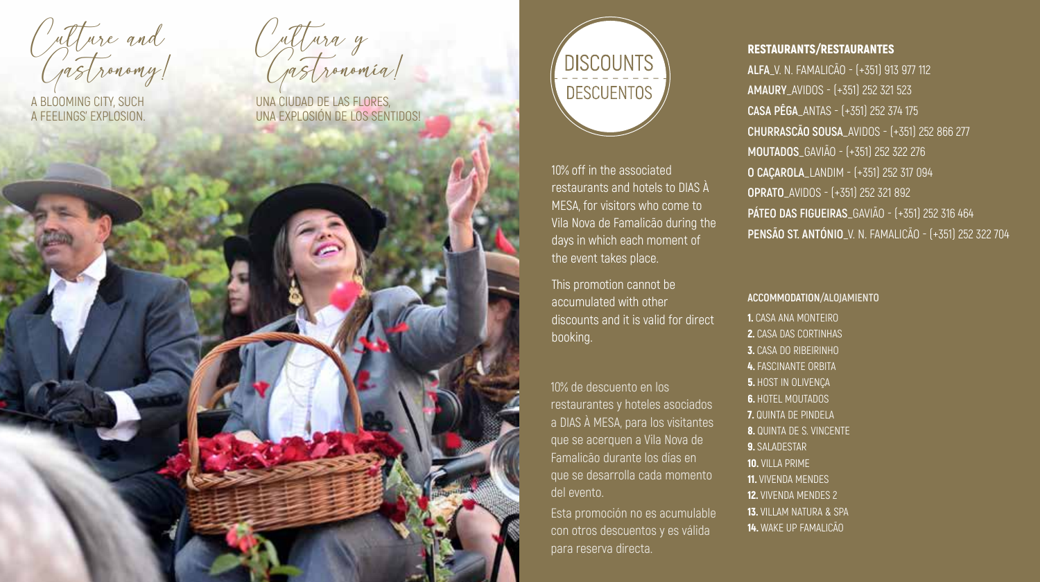# Culture and Gastronomy!

A BLOOMING CITY, SUCH A FEELINGS' EXPLOSION.

# Cultura y Gastronomía!

UNA CIUDAD DE LAS FLORES, UNA EXPLOSIÓN DE LOS SENTIDOS!

## DISCOUNTS
## DESCUENTOS

10% off in the associated restaurants and hotels to DIAS À MESA, for visitors who come to Vila Nova de Famalicão during the days in which each moment of the event takes place.

This promotion cannot be accumulated with other discounts and it is valid for direct booking.

10% de descuento en los restaurantes y hoteles asociados a DIAS À MESA, para los visitantes que se acerquen a Vila Nova de Famalicão durante los días en que se desarrolla cada momento del evento.

Esta promoción no es acumulable con otros descuentos y es válida para reserva directa.

### RESTAURANTS/RESTAURANTES

**ALFA**_V. N. FAMALICÃO - (+351) 913 977 112
**AMAURY**_AVIDOS - (+351) 252 321 523
**CASA PÊGA**_ANTAS - (+351) 252 374 175
**CHURRASCÃO SOUSA**_AVIDOS - (+351) 252 866 277
**MOUTADOS**_GAVIÃO - (+351) 252 322 276
**O CAÇAROLA**_LANDIM - (+351) 252 317 094
**OPRATO**_AVIDOS - (+351) 252 321 892
**PÁTEO DAS FIGUEIRAS**_GAVIÃO - (+351) 252 316 464
**PENSÃO ST. ANTÓNIO**_V. N. FAMALICÃO - (+351) 252 322 704

### ACCOMMODATION/ALOJAMIENTO

**1.** CASA ANA MONTEIRO
**2.** CASA DAS CORTINHAS
**3.** CASA DO RIBEIRINHO
**4.** FASCINANTE ORBITA
**5.** HOST IN OLIVENÇA
**6.** HOTEL MOUTADOS
**7.** QUINTA DE PINDELA
**8.** QUINTA DE S. VINCENTE
**9.** SALADESTAR
**10.** VILLA PRIME
**11.** VIVENDA MENDES
**12.** VIVENDA MENDES 2
**13.** VILLAM NATURA & SPA
**14.** WAKE UP FAMALICÃO